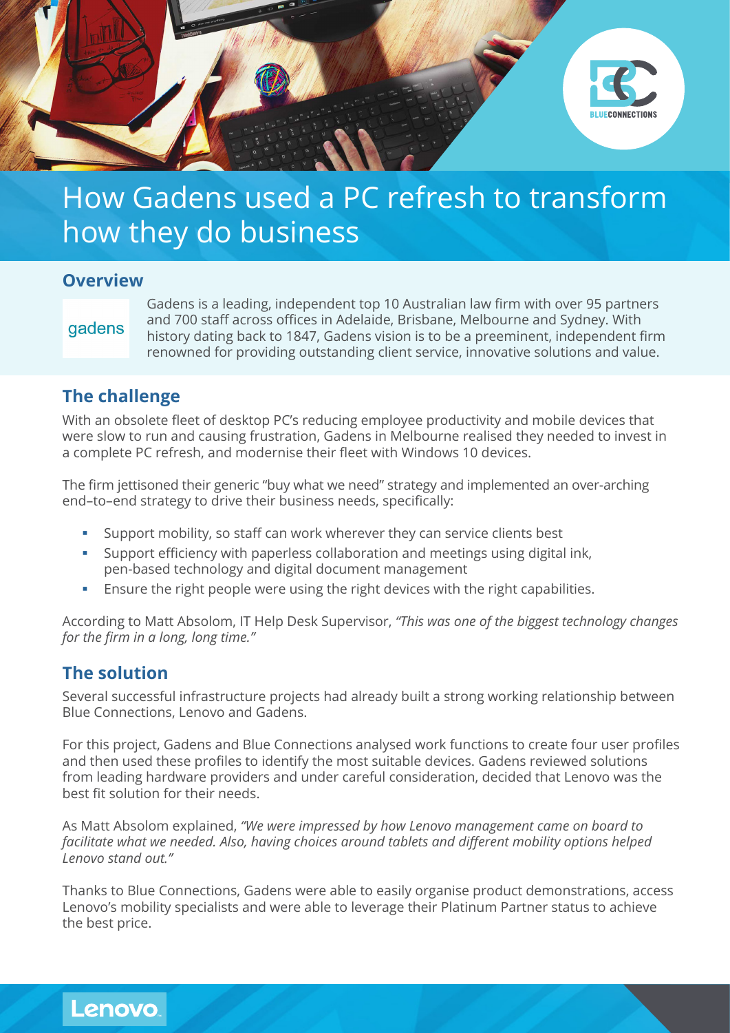# How Gadens used a PC refresh to transform how they do business

## Overview

gadens

Gadens is a leading, independent top 10 Australian law firm with over 95 partners and 700 staff across offices in Adelaide, Brisbane, Melbourne and Sydney. With history dating back to 1847, Gadens vision is to be a preeminent, independent firm renowned for providing outstanding client service, innovative solutions and value.

## The challenge

With an obsolete fleet of desktop PC's reducing employee productivity and mobile devices that were slow to run and causing frustration, Gadens in Melbourne realised they needed to invest in a complete PC refresh, and modernise their fleet with Windows 10 devices.

The firm jettisoned their generic "buy what we need" strategy and implemented an over-arching end–to–end strategy to drive their business needs, specifically:

- Support mobility, so staff can work wherever they can service clients best
- Support efficiency with paperless collaboration and meetings using digital ink, pen-based technology and digital document management
- Ensure the right people were using the right devices with the right capabilities.

According to Matt Absolom, IT Help Desk Supervisor, *"This was one of the biggest technology changes for the firm in a long, long time."*

## The solution

Several successful infrastructure projects had already built a strong working relationship between Blue Connections, Lenovo and Gadens.

For this project, Gadens and Blue Connections analysed work functions to create four user profiles and then used these profiles to identify the most suitable devices. Gadens reviewed solutions from leading hardware providers and under careful consideration, decided that Lenovo was the best fit solution for their needs.

As Matt Absolom explained, *"We were impressed by how Lenovo management came on board to facilitate what we needed. Also, having choices around tablets and different mobility options helped Lenovo stand out."*

Thanks to Blue Connections, Gadens were able to easily organise product demonstrations, access Lenovo's mobility specialists and were able to leverage their Platinum Partner status to achieve the best price.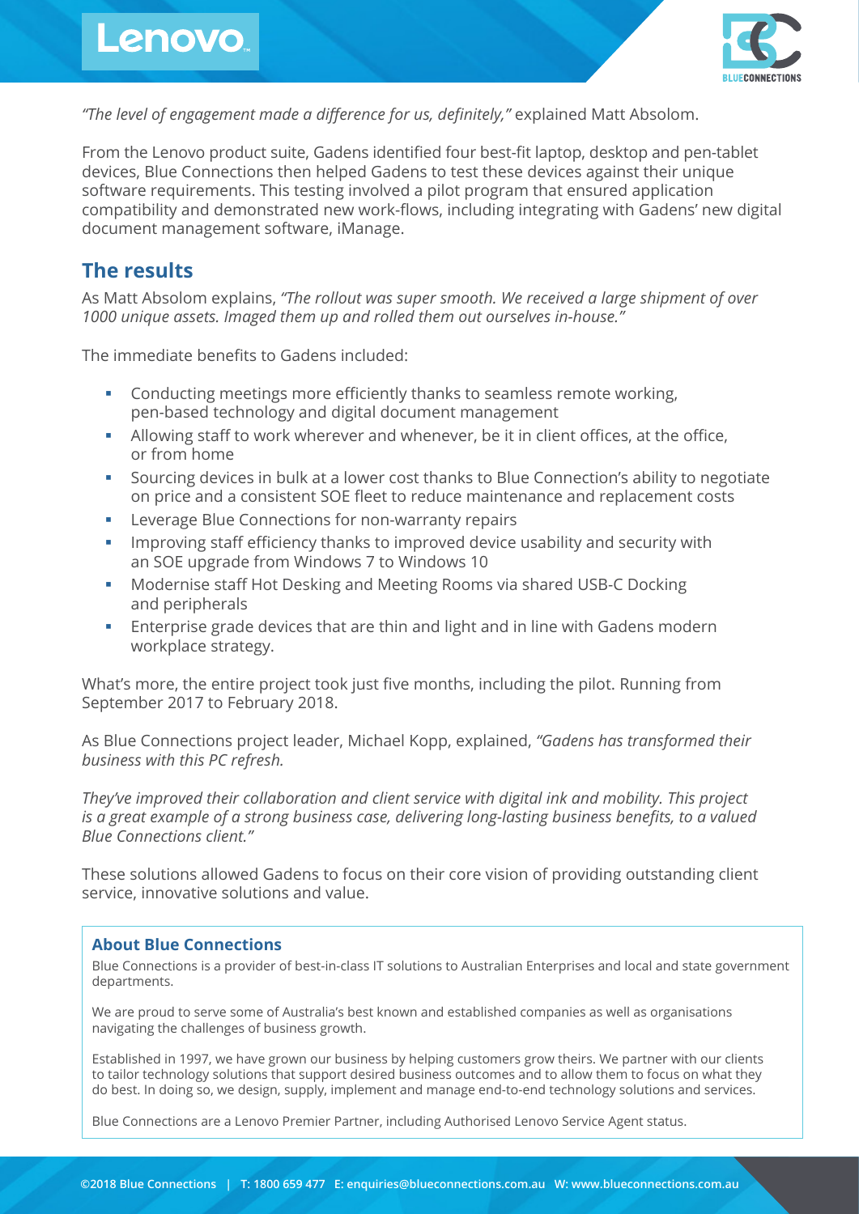*"The level of engagement made a difference for us, definitely,"* explained Matt Absolom.

From the Lenovo product suite, Gadens identified four best-fit laptop, desktop and pen-tablet devices, Blue Connections then helped Gadens to test these devices against their unique software requirements. This testing involved a pilot program that ensured application compatibility and demonstrated new work-flows, including integrating with Gadens' new digital document management software, iManage.

## The results

As Matt Absolom explains, *"The rollout was super smooth. We received a large shipment of over 1000 unique assets. Imaged them up and rolled them out ourselves in-house."*

The immediate benefits to Gadens included:

- Conducting meetings more efficiently thanks to seamless remote working, pen-based technology and digital document management
- Allowing staff to work wherever and whenever, be it in client offices, at the office, or from home
- Sourcing devices in bulk at a lower cost thanks to Blue Connection's ability to negotiate on price and a consistent SOE fleet to reduce maintenance and replacement costs
- Leverage Blue Connections for non-warranty repairs
- Improving staff efficiency thanks to improved device usability and security with an SOE upgrade from Windows 7 to Windows 10
- Modernise staff Hot Desking and Meeting Rooms via shared USB-C Docking and peripherals
- Enterprise grade devices that are thin and light and in line with Gadens modern workplace strategy.

What's more, the entire project took just five months, including the pilot. Running from September 2017 to February 2018.

As Blue Connections project leader, Michael Kopp, explained, *"Gadens has transformed their business with this PC refresh.*

*They've improved their collaboration and client service with digital ink and mobility. This project is a great example of a strong business case, delivering long-lasting business benefits, to a valued Blue Connections client."*

These solutions allowed Gadens to focus on their core vision of providing outstanding client service, innovative solutions and value.

### About Blue Connections

Blue Connections is a provider of best-in-class IT solutions to Australian Enterprises and local and state government departments.

We are proud to serve some of Australia's best known and established companies as well as organisations navigating the challenges of business growth.

Established in 1997, we have grown our business by helping customers grow theirs. We partner with our clients to tailor technology solutions that support desired business outcomes and to allow them to focus on what they do best. In doing so, we design, supply, implement and manage end-to-end technology solutions and services.

Blue Connections are a Lenovo Premier Partner, including Authorised Lenovo Service Agent status.

**©2018 Blue Connections | T: 1800 659 477 E: enquiries@blueconnections.com.au W: www.blueconnections.com.au**